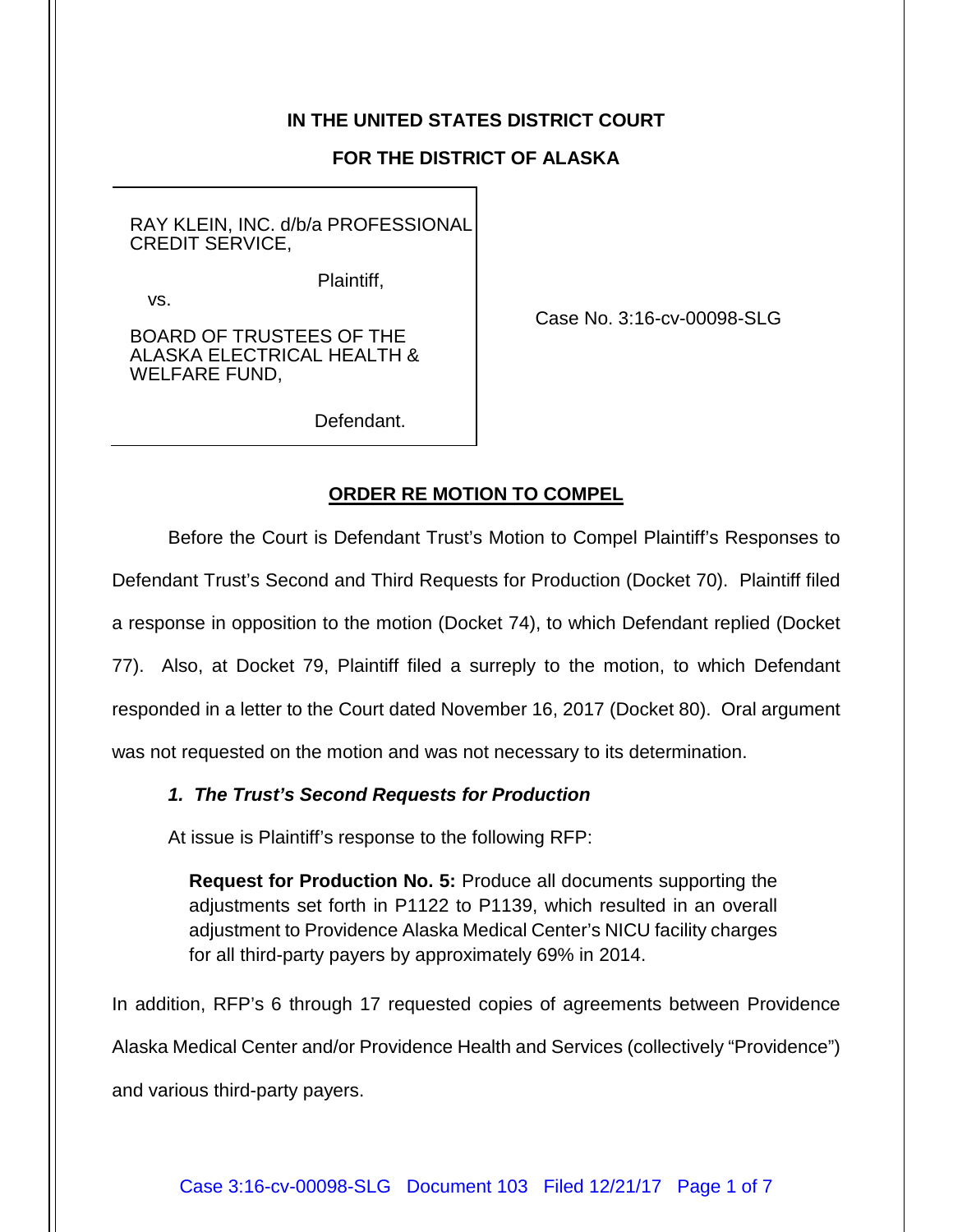**IN THE UNITED STATES DISTRICT COURT**

**FOR THE DISTRICT OF ALASKA**

| | |
|---|---|
| RAY KLEIN, INC. d/b/a PROFESSIONAL CREDIT SERVICE,<br><br>Plaintiff,<br><br>vs.<br><br>BOARD OF TRUSTEES OF THE ALASKA ELECTRICAL HEALTH & WELFARE FUND,<br><br>Defendant. | Case No. 3:16-cv-00098-SLG |

**ORDER RE MOTION TO COMPEL**

Before the Court is Defendant Trust's Motion to Compel Plaintiff's Responses to Defendant Trust's Second and Third Requests for Production (Docket 70). Plaintiff filed a response in opposition to the motion (Docket 74), to which Defendant replied (Docket 77). Also, at Docket 79, Plaintiff filed a surreply to the motion, to which Defendant responded in a letter to the Court dated November 16, 2017 (Docket 80). Oral argument was not requested on the motion and was not necessary to its determination.

### *1. The Trust's Second Requests for Production*

At issue is Plaintiff's response to the following RFP:

> **Request for Production No. 5:** Produce all documents supporting the adjustments set forth in P1122 to P1139, which resulted in an overall adjustment to Providence Alaska Medical Center's NICU facility charges for all third-party payers by approximately 69% in 2014.

In addition, RFP's 6 through 17 requested copies of agreements between Providence Alaska Medical Center and/or Providence Health and Services (collectively "Providence") and various third-party payers.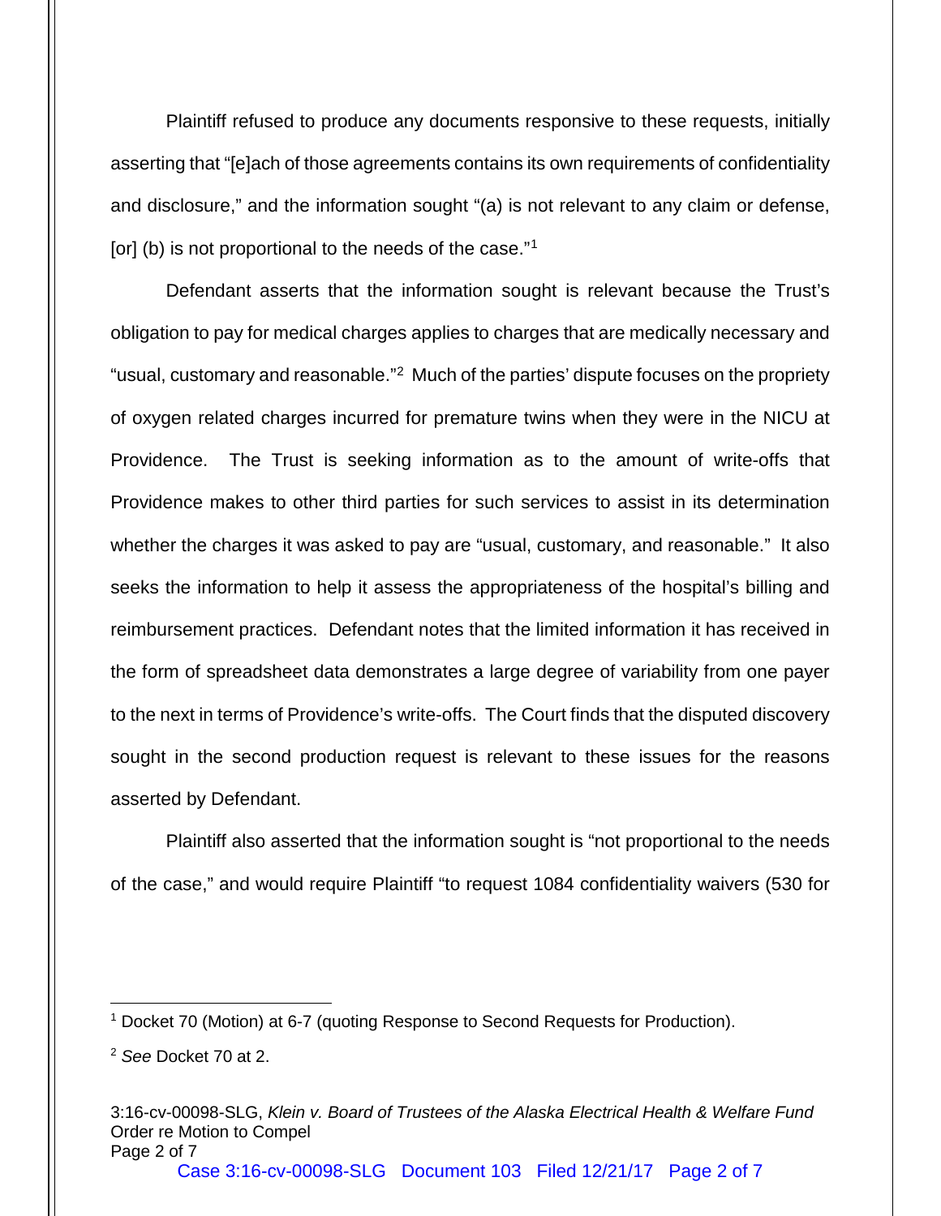Plaintiff refused to produce any documents responsive to these requests, initially asserting that "[e]ach of those agreements contains its own requirements of confidentiality and disclosure," and the information sought "(a) is not relevant to any claim or defense, [or] (b) is not proportional to the needs of the case."[1]

Defendant asserts that the information sought is relevant because the Trust's obligation to pay for medical charges applies to charges that are medically necessary and "usual, customary and reasonable."[2] Much of the parties' dispute focuses on the propriety of oxygen related charges incurred for premature twins when they were in the NICU at Providence. The Trust is seeking information as to the amount of write-offs that Providence makes to other third parties for such services to assist in its determination whether the charges it was asked to pay are "usual, customary, and reasonable." It also seeks the information to help it assess the appropriateness of the hospital's billing and reimbursement practices. Defendant notes that the limited information it has received in the form of spreadsheet data demonstrates a large degree of variability from one payer to the next in terms of Providence's write-offs. The Court finds that the disputed discovery sought in the second production request is relevant to these issues for the reasons asserted by Defendant.

Plaintiff also asserted that the information sought is "not proportional to the needs of the case," and would require Plaintiff "to request 1084 confidentiality waivers (530 for

---

[1] Docket 70 (Motion) at 6-7 (quoting Response to Second Requests for Production).

[2] *See* Docket 70 at 2.

3:16-cv-00098-SLG, *Klein v. Board of Trustees of the Alaska Electrical Health & Welfare Fund*
Order re Motion to Compel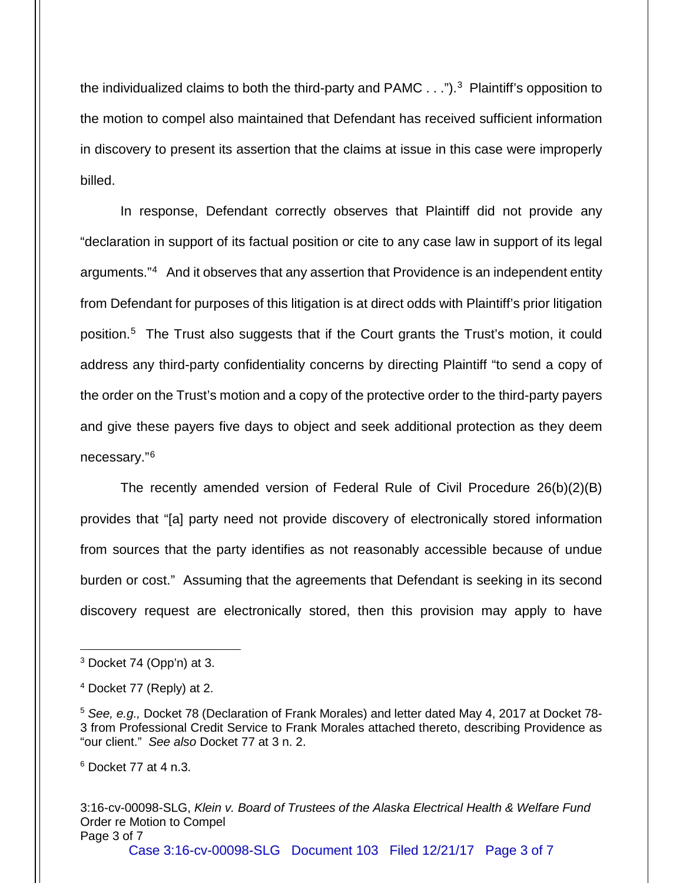the individualized claims to both the third-party and PAMC . . .").[3] Plaintiff's opposition to the motion to compel also maintained that Defendant has received sufficient information in discovery to present its assertion that the claims at issue in this case were improperly billed.

In response, Defendant correctly observes that Plaintiff did not provide any "declaration in support of its factual position or cite to any case law in support of its legal arguments."[4] And it observes that any assertion that Providence is an independent entity from Defendant for purposes of this litigation is at direct odds with Plaintiff's prior litigation position.[5] The Trust also suggests that if the Court grants the Trust's motion, it could address any third-party confidentiality concerns by directing Plaintiff "to send a copy of the order on the Trust's motion and a copy of the protective order to the third-party payers and give these payers five days to object and seek additional protection as they deem necessary."[6]

The recently amended version of Federal Rule of Civil Procedure 26(b)(2)(B) provides that "[a] party need not provide discovery of electronically stored information from sources that the party identifies as not reasonably accessible because of undue burden or cost." Assuming that the agreements that Defendant is seeking in its second discovery request are electronically stored, then this provision may apply to have

---

[3] Docket 74 (Opp'n) at 3.

[4] Docket 77 (Reply) at 2.

[5] *See, e.g.,* Docket 78 (Declaration of Frank Morales) and letter dated May 4, 2017 at Docket 78-3 from Professional Credit Service to Frank Morales attached thereto, describing Providence as "our client." *See also* Docket 77 at 3 n. 2.

[6] Docket 77 at 4 n.3.

3:16-cv-00098-SLG, *Klein v. Board of Trustees of the Alaska Electrical Health & Welfare Fund*
Order re Motion to Compel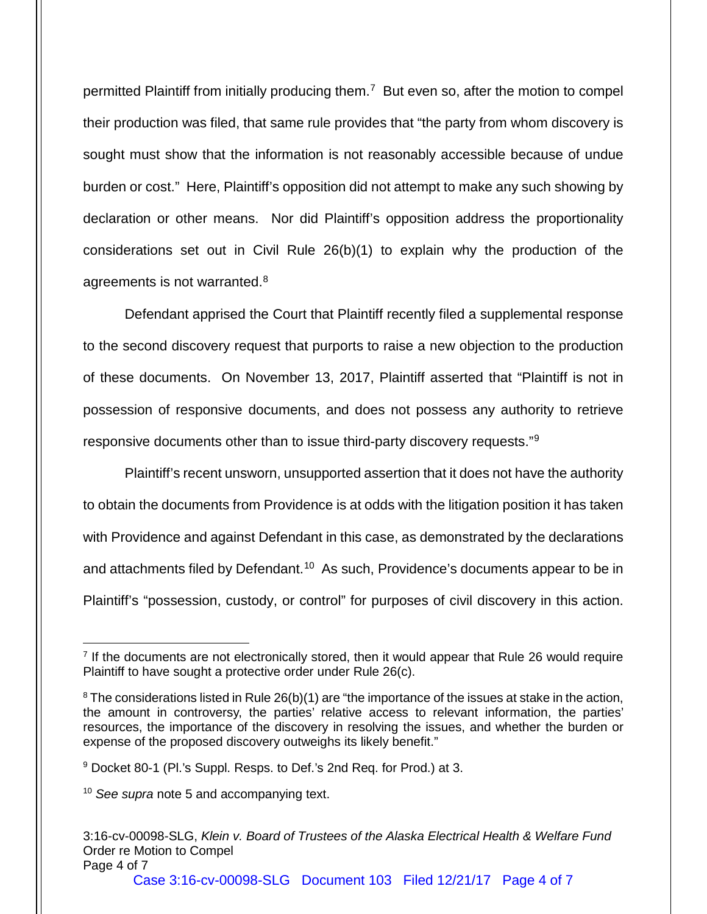permitted Plaintiff from initially producing them.[7] But even so, after the motion to compel their production was filed, that same rule provides that "the party from whom discovery is sought must show that the information is not reasonably accessible because of undue burden or cost." Here, Plaintiff's opposition did not attempt to make any such showing by declaration or other means. Nor did Plaintiff's opposition address the proportionality considerations set out in Civil Rule 26(b)(1) to explain why the production of the agreements is not warranted.[8]

Defendant apprised the Court that Plaintiff recently filed a supplemental response to the second discovery request that purports to raise a new objection to the production of these documents. On November 13, 2017, Plaintiff asserted that "Plaintiff is not in possession of responsive documents, and does not possess any authority to retrieve responsive documents other than to issue third-party discovery requests."[9]

Plaintiff's recent unsworn, unsupported assertion that it does not have the authority to obtain the documents from Providence is at odds with the litigation position it has taken with Providence and against Defendant in this case, as demonstrated by the declarations and attachments filed by Defendant.[10] As such, Providence's documents appear to be in Plaintiff's "possession, custody, or control" for purposes of civil discovery in this action.

---

[7] If the documents are not electronically stored, then it would appear that Rule 26 would require Plaintiff to have sought a protective order under Rule 26(c).

[8] The considerations listed in Rule 26(b)(1) are "the importance of the issues at stake in the action, the amount in controversy, the parties' relative access to relevant information, the parties' resources, the importance of the discovery in resolving the issues, and whether the burden or expense of the proposed discovery outweighs its likely benefit."

[9] Docket 80-1 (Pl.'s Suppl. Resps. to Def.'s 2nd Req. for Prod.) at 3.

[10] *See supra* note 5 and accompanying text.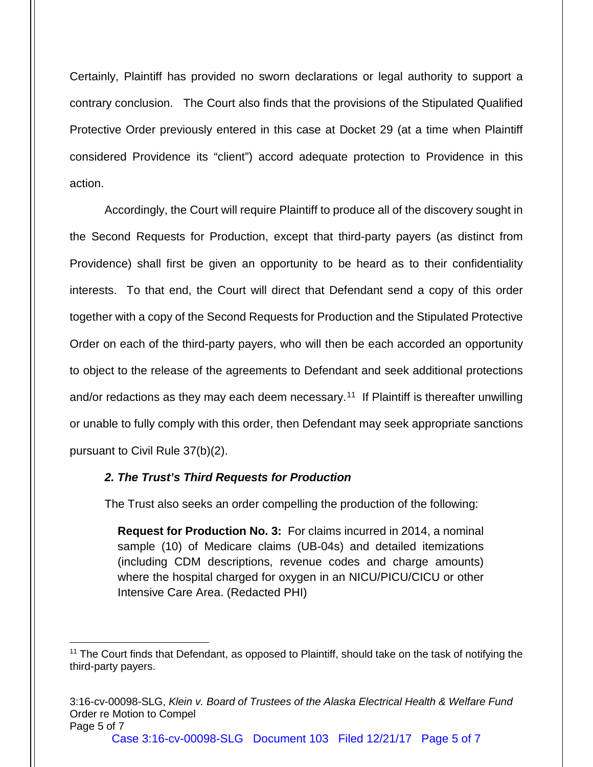Certainly, Plaintiff has provided no sworn declarations or legal authority to support a contrary conclusion. The Court also finds that the provisions of the Stipulated Qualified Protective Order previously entered in this case at Docket 29 (at a time when Plaintiff considered Providence its "client") accord adequate protection to Providence in this action.

Accordingly, the Court will require Plaintiff to produce all of the discovery sought in the Second Requests for Production, except that third-party payers (as distinct from Providence) shall first be given an opportunity to be heard as to their confidentiality interests. To that end, the Court will direct that Defendant send a copy of this order together with a copy of the Second Requests for Production and the Stipulated Protective Order on each of the third-party payers, who will then be each accorded an opportunity to object to the release of the agreements to Defendant and seek additional protections and/or redactions as they may each deem necessary.[11] If Plaintiff is thereafter unwilling or unable to fully comply with this order, then Defendant may seek appropriate sanctions pursuant to Civil Rule 37(b)(2).

### *2. The Trust's Third Requests for Production*

The Trust also seeks an order compelling the production of the following:

> **Request for Production No. 3:** For claims incurred in 2014, a nominal sample (10) of Medicare claims (UB-04s) and detailed itemizations (including CDM descriptions, revenue codes and charge amounts) where the hospital charged for oxygen in an NICU/PICU/CICU or other Intensive Care Area. (Redacted PHI)

---

[11] The Court finds that Defendant, as opposed to Plaintiff, should take on the task of notifying the third-party payers.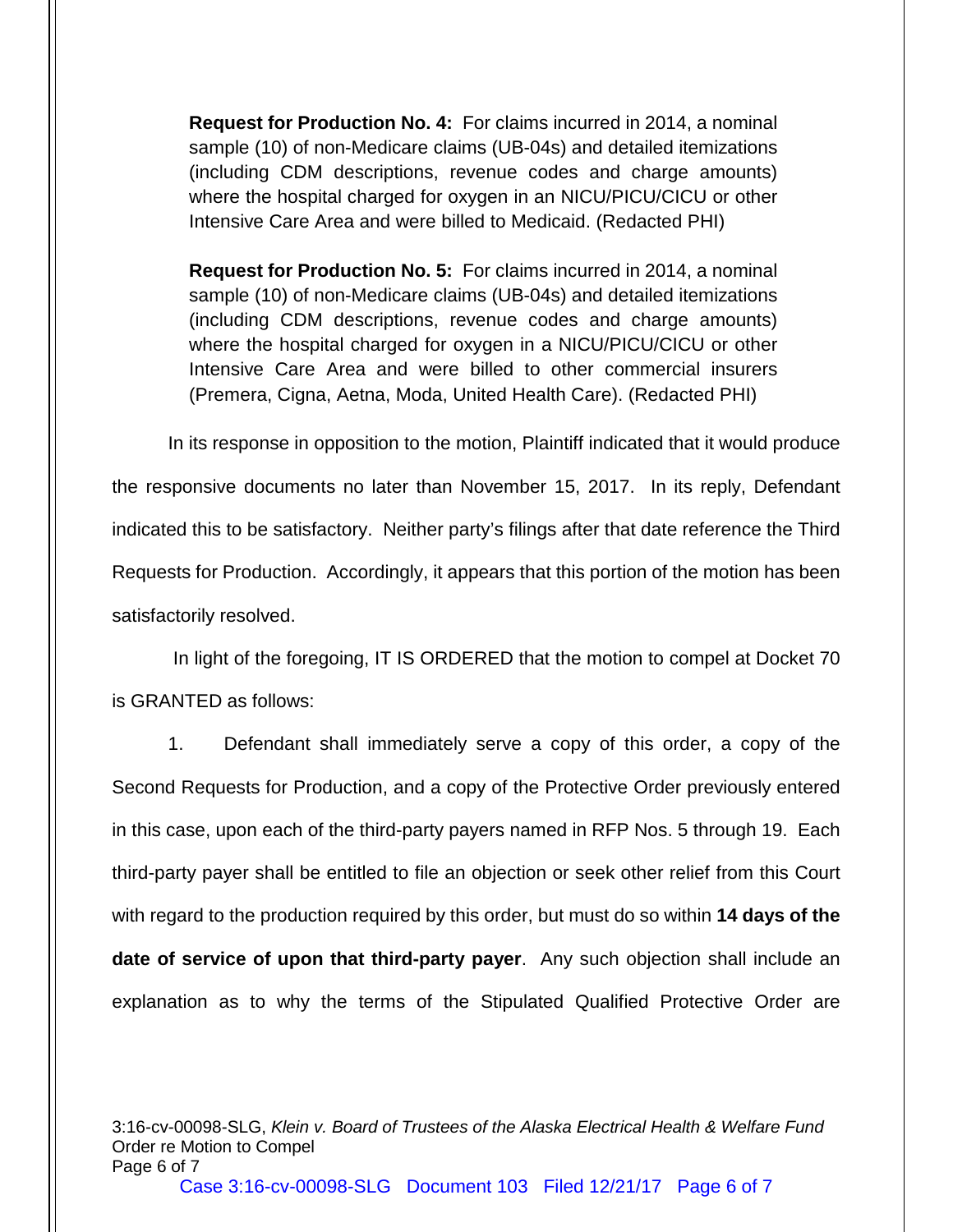**Request for Production No. 4:** For claims incurred in 2014, a nominal sample (10) of non-Medicare claims (UB-04s) and detailed itemizations (including CDM descriptions, revenue codes and charge amounts) where the hospital charged for oxygen in an NICU/PICU/CICU or other Intensive Care Area and were billed to Medicaid. (Redacted PHI)

**Request for Production No. 5:** For claims incurred in 2014, a nominal sample (10) of non-Medicare claims (UB-04s) and detailed itemizations (including CDM descriptions, revenue codes and charge amounts) where the hospital charged for oxygen in a NICU/PICU/CICU or other Intensive Care Area and were billed to other commercial insurers (Premera, Cigna, Aetna, Moda, United Health Care). (Redacted PHI)

In its response in opposition to the motion, Plaintiff indicated that it would produce the responsive documents no later than November 15, 2017. In its reply, Defendant indicated this to be satisfactory. Neither party's filings after that date reference the Third Requests for Production. Accordingly, it appears that this portion of the motion has been satisfactorily resolved.

In light of the foregoing, IT IS ORDERED that the motion to compel at Docket 70 is GRANTED as follows:

1. Defendant shall immediately serve a copy of this order, a copy of the Second Requests for Production, and a copy of the Protective Order previously entered in this case, upon each of the third-party payers named in RFP Nos. 5 through 19. Each third-party payer shall be entitled to file an objection or seek other relief from this Court with regard to the production required by this order, but must do so within **14 days of the date of service of upon that third-party payer**. Any such objection shall include an explanation as to why the terms of the Stipulated Qualified Protective Order are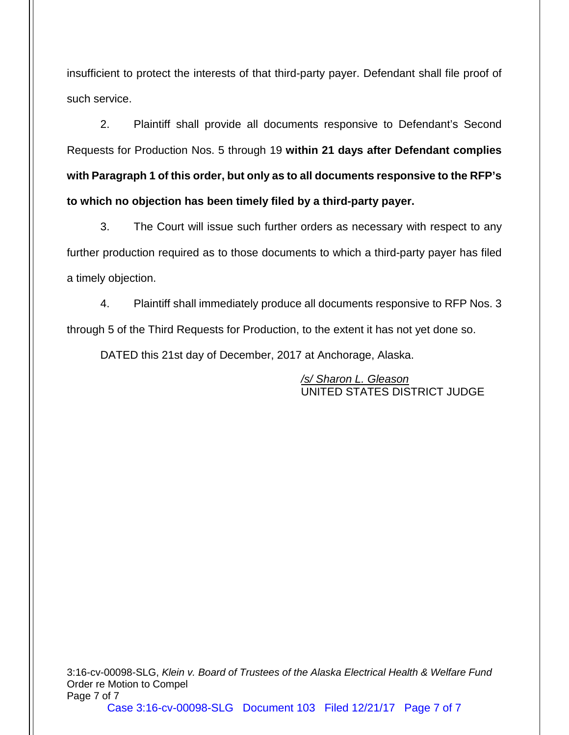insufficient to protect the interests of that third-party payer. Defendant shall file proof of such service.

2. Plaintiff shall provide all documents responsive to Defendant's Second Requests for Production Nos. 5 through 19 **within 21 days after Defendant complies with Paragraph 1 of this order, but only as to all documents responsive to the RFP's to which no objection has been timely filed by a third-party payer.**

3. The Court will issue such further orders as necessary with respect to any further production required as to those documents to which a third-party payer has filed a timely objection.

4. Plaintiff shall immediately produce all documents responsive to RFP Nos. 3 through 5 of the Third Requests for Production, to the extent it has not yet done so.

DATED this 21st day of December, 2017 at Anchorage, Alaska.

*/s/ Sharon L. Gleason*
UNITED STATES DISTRICT JUDGE

3:16-cv-00098-SLG, *Klein v. Board of Trustees of the Alaska Electrical Health & Welfare Fund*
Order re Motion to Compel